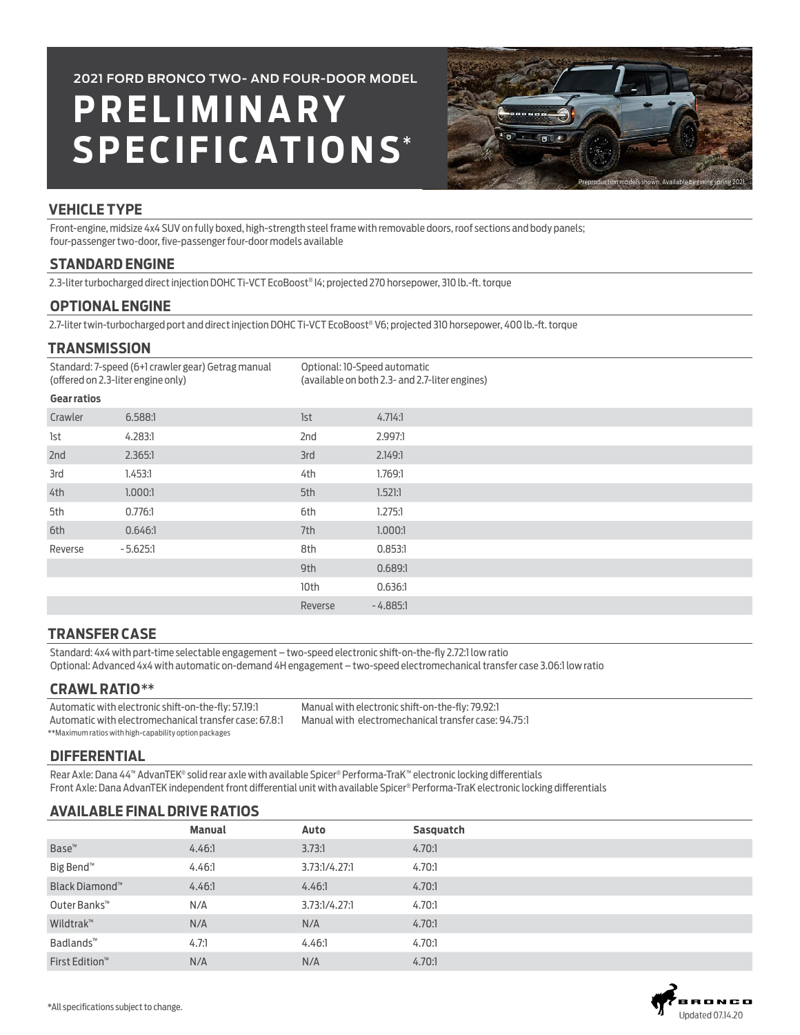2021 FORD BRONCO TWO- AND FOUR-DOOR MODEL

# PRELIMINARY SPECIFICATIONS*

Preproduction models shown. Available beginning spring 2021.

## VEHICLE TYPE

Front-engine, midsize 4x4 SUV on fully boxed, high-strength steel frame with removable doors, roof sections and body panels; four-passenger two-door, five-passenger four-door models available

## STANDARD ENGINE

2.3-liter turbocharged direct injection DOHC Ti-VCT EcoBoost® I4; projected 270 horsepower, 310 lb.-ft. torque

## OPTIONAL ENGINE

2.7-liter twin-turbocharged port and direct injection DOHC Ti-VCT EcoBoost® V6; projected 310 horsepower, 400 lb.-ft. torque

## TRANSMISSION

| Standard: 7-speed (6+1 crawler gear) Getrag manual (offered on 2.3-liter engine only) | | Optional: 10-Speed automatic (available on both 2.3- and 2.7-liter engines) | |
|---|---|---|---|
| **Gear ratios** | | | |
| Crawler | 6.588:1 | 1st | 4.714:1 |
| 1st | 4.283:1 | 2nd | 2.997:1 |
| 2nd | 2.365:1 | 3rd | 2.149:1 |
| 3rd | 1.453:1 | 4th | 1.769:1 |
| 4th | 1.000:1 | 5th | 1.521:1 |
| 5th | 0.776:1 | 6th | 1.275:1 |
| 6th | 0.646:1 | 7th | 1.000:1 |
| Reverse | -5.625:1 | 8th | 0.853:1 |
| | | 9th | 0.689:1 |
| | | 10th | 0.636:1 |
| | | Reverse | -4.885:1 |

## TRANSFER CASE

Standard: 4x4 with part-time selectable engagement – two-speed electronic shift-on-the-fly 2.72:1 low ratio
Optional: Advanced 4x4 with automatic on-demand 4H engagement – two-speed electromechanical transfer case 3.06:1 low ratio

## CRAWL RATIO**

Automatic with electronic shift-on-the-fly: 57.19:1
Automatic with electromechanical transfer case: 67.8:1
Manual with electronic shift-on-the-fly: 79.92:1
Manual with electromechanical transfer case: 94.75:1

**Maximum ratios with high-capability option packages

## DIFFERENTIAL

Rear Axle: Dana 44™ AdvanTEK® solid rear axle with available Spicer® Performa-TraK™ electronic locking differentials
Front Axle: Dana AdvanTEK independent front differential unit with available Spicer® Performa-TraK electronic locking differentials

## AVAILABLE FINAL DRIVE RATIOS

| | **Manual** | **Auto** | **Sasquatch** |
|---|---|---|---|
| Base™ | 4.46:1 | 3.73:1 | 4.70:1 |
| Big Bend™ | 4.46:1 | 3.73:1/4.27:1 | 4.70:1 |
| Black Diamond™ | 4.46:1 | 4.46:1 | 4.70:1 |
| Outer Banks™ | N/A | 3.73:1/4.27:1 | 4.70:1 |
| Wildtrak™ | N/A | N/A | 4.70:1 |
| Badlands™ | 4.7:1 | 4.46:1 | 4.70:1 |
| First Edition™ | N/A | N/A | 4.70:1 |

*All specifications subject to change.

Updated 07.14.20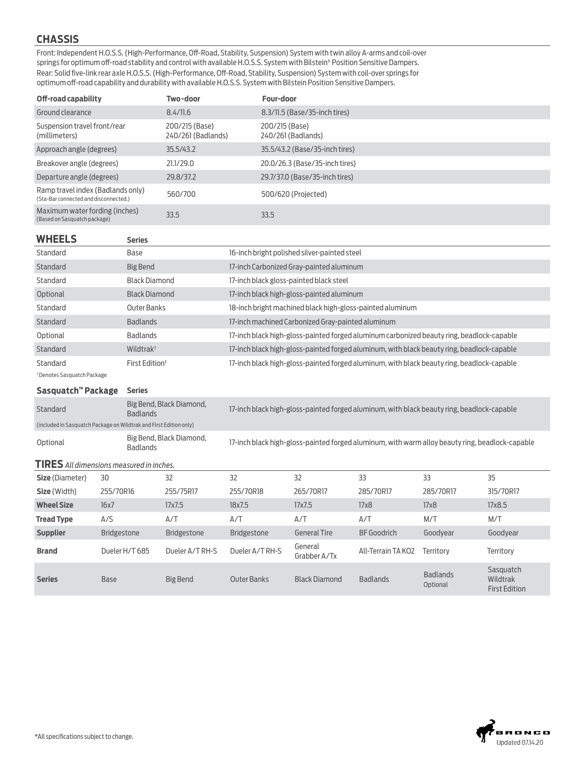## CHASSIS

Front: Independent H.O.S.S. (High-Performance, Off-Road, Stability, Suspension) System with twin alloy A-arms and coil-over springs for optimum off-road stability and control with available H.O.S.S. System with Bilstein® Position Sensitive Dampers.
Rear: Solid five-link rear axle H.O.S.S. (High-Performance, Off-Road, Stability, Suspension) System with coil-over springs for optimum off-road capability and durability with available H.O.S.S. System with Bilstein Position Sensitive Dampers.

| Off-road capability | Two-door | Four-door |
|---|---|---|
| Ground clearance | 8.4/11.6 | 8.3/11.5 (Base/35-inch tires) |
| Suspension travel front/rear (millimeters) | 200/215 (Base) 240/261 (Badlands) | 200/215 (Base) 240/261 (Badlands) |
| Approach angle (degrees) | 35.5/43.2 | 35.5/43.2 (Base/35-inch tires) |
| Breakover angle (degrees) | 21.1/29.0 | 20.0/26.3 (Base/35-inch tires) |
| Departure angle (degrees) | 29.8/37.2 | 29.7/37.0 (Base/35-inch tires) |
| Ramp travel index (Badlands only) (Sta-Bar connected and disconnected.) | 560/700 | 500/620 (Projected) |
| Maximum water fording (inches) (Based on Sasquatch package) | 33.5 | 33.5 |

## WHEELS

| | Series | |
|---|---|---|
| Standard | Base | 16-inch bright polished silver-painted steel |
| Standard | Big Bend | 17-inch Carbonized Gray-painted aluminum |
| Standard | Black Diamond | 17-inch black gloss-painted black steel |
| Optional | Black Diamond | 17-inch black high-gloss-painted aluminum |
| Standard | Outer Banks | 18-inch bright machined black high-gloss-painted aluminum |
| Standard | Badlands | 17-inch machined Carbonized Gray-painted aluminum |
| Optional | Badlands | 17-inch black high-gloss-painted forged aluminum carbonized beauty ring, beadlock-capable |
| Standard | Wildtrak† | 17-inch black high-gloss-painted forged aluminum, with black beauty ring, beadlock-capable |
| Standard | First Edition† | 17-inch black high-gloss-painted forged aluminum, with black beauty ring, beadlock-capable |

†Denotes Sasquatch Package

| Sasquatch™ Package | Series | |
|---|---|---|
| Standard (included in Sasquatch Package on Wildtrak and First Edition only) | Big Bend, Black Diamond, Badlands | 17-inch black high-gloss-painted forged aluminum, with black beauty ring, beadlock-capable |
| Optional | Big Bend, Black Diamond, Badlands | 17-inch black high-gloss-painted forged aluminum, with warm alloy beauty ring, beadlock-capable |

## TIRES *All dimensions measured in inches.*

| **Size** (Diameter) | 30 | 32 | 32 | 32 | 33 | 33 | 35 |
|---|---|---|---|---|---|---|---|
| **Size** (Width) | 255/70R16 | 255/75R17 | 255/70R18 | 265/70R17 | 285/70R17 | 285/70R17 | 315/70R17 |
| **Wheel Size** | 16x7 | 17x7.5 | 18x7.5 | 17x7.5 | 17x8 | 17x8 | 17x8.5 |
| **Tread Type** | A/S | A/T | A/T | A/T | A/T | M/T | M/T |
| **Supplier** | Bridgestone | Bridgestone | Bridgestone | General Tire | BF Goodrich | Goodyear | Goodyear |
| **Brand** | Dueler H/T 685 | Dueler A/T RH-S | Dueler A/T RH-S | General Grabber A/Tx | All-Terrain TA KO2 | Territory | Territory |
| **Series** | Base | Big Bend | Outer Banks | Black Diamond | Badlands | Badlands Optional | Sasquatch Wildtrak First Edition |

*All specifications subject to change.

Updated 07.14.20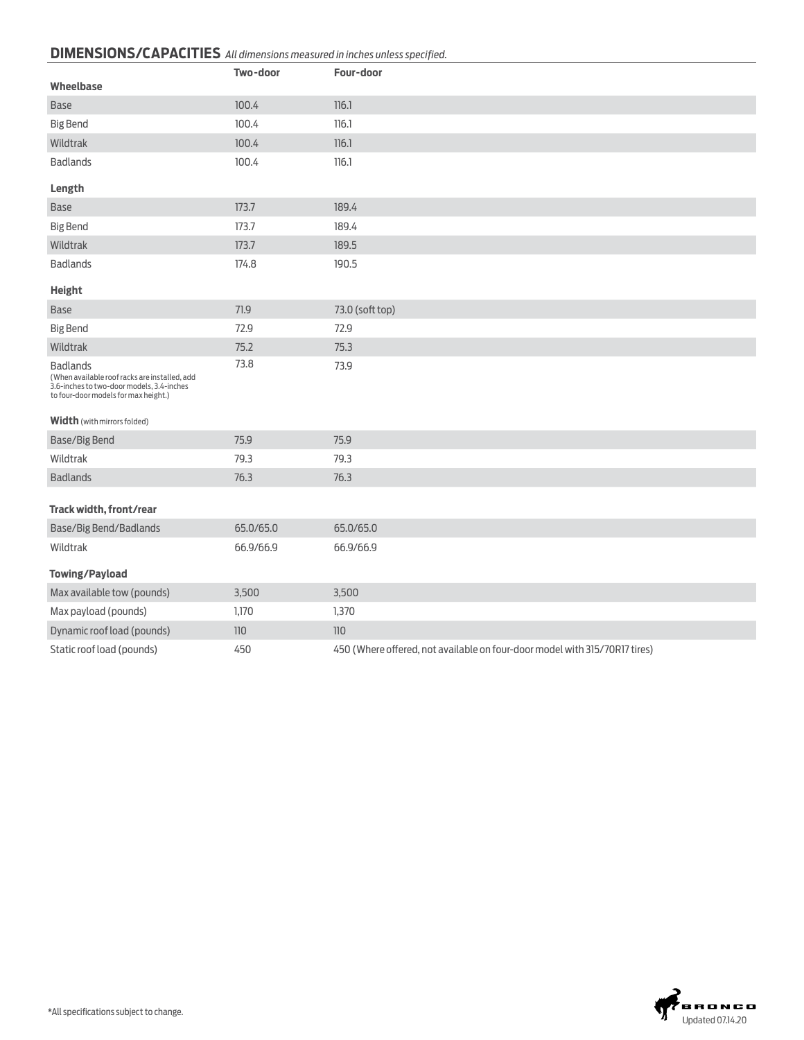## DIMENSIONS/CAPACITIES *All dimensions measured in inches unless specified.*

| | Two-door | Four-door |
|---|---|---|
| **Wheelbase** | | |
| Base | 100.4 | 116.1 |
| Big Bend | 100.4 | 116.1 |
| Wildtrak | 100.4 | 116.1 |
| Badlands | 100.4 | 116.1 |
| **Length** | | |
| Base | 173.7 | 189.4 |
| Big Bend | 173.7 | 189.4 |
| Wildtrak | 173.7 | 189.5 |
| Badlands | 174.8 | 190.5 |
| **Height** | | |
| Base | 71.9 | 73.0 (soft top) |
| Big Bend | 72.9 | 72.9 |
| Wildtrak | 75.2 | 75.3 |
| Badlands (When available roof racks are installed, add 3.6-inches to two-door models, 3.4-inches to four-door models for max height.) | 73.8 | 73.9 |
| **Width** (with mirrors folded) | | |
| Base/Big Bend | 75.9 | 75.9 |
| Wildtrak | 79.3 | 79.3 |
| Badlands | 76.3 | 76.3 |
| **Track width, front/rear** | | |
| Base/Big Bend/Badlands | 65.0/65.0 | 65.0/65.0 |
| Wildtrak | 66.9/66.9 | 66.9/66.9 |
| **Towing/Payload** | | |
| Max available tow (pounds) | 3,500 | 3,500 |
| Max payload (pounds) | 1,170 | 1,370 |
| Dynamic roof load (pounds) | 110 | 110 |
| Static roof load (pounds) | 450 | 450 (Where offered, not available on four-door model with 315/70R17 tires) |

*All specifications subject to change.

BRONCO
Updated 07.14.20